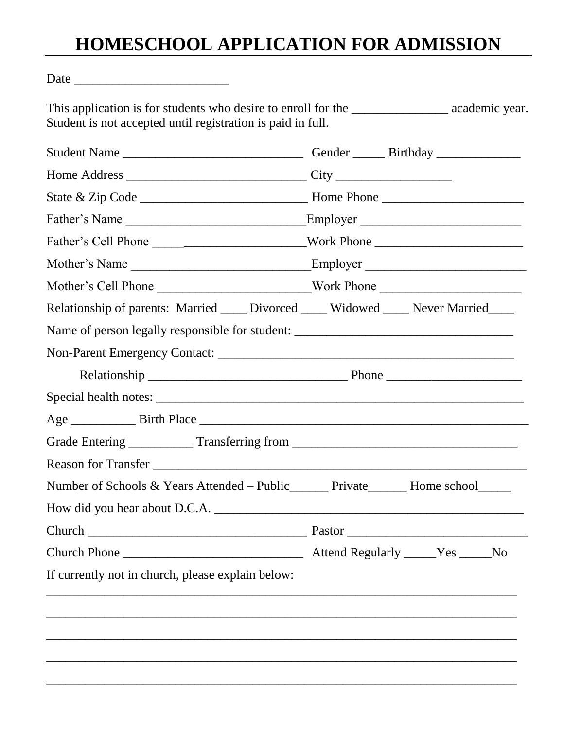# HOMESCHOOL APPLICATION FOR ADMISSION

Date _______________________

This application is for students who desire to enroll for the _______________ academic year. Student is not accepted until registration is paid in full.

Student Name ____________________________ Gender _____ Birthday _____________

Home Address ____________________________ City __________________

State & Zip Code __________________________ Home Phone ______________________

Father's Name ____________________________Employer _________________________

Father's Cell Phone ________________________Work Phone _______________________

Mother's Name ____________________________Employer _________________________

Mother's Cell Phone ________________________Work Phone ______________________

Relationship of parents: Married ____ Divorced ____ Widowed ____ Never Married____

Name of person legally responsible for student: __________________________________

Non-Parent Emergency Contact: _____________________________________________

Relationship _______________________________ Phone _____________________

Special health notes: ____________________________________________________________

Age __________ Birth Place _____________________________________________________

Grade Entering __________ Transferring from ___________________________________

Reason for Transfer ___________________________________________________________

Number of Schools & Years Attended – Public______ Private______ Home school_____

How did you hear about D.C.A. __________________________________________________

Church __________________________________ Pastor ____________________________

Church Phone ____________________________ Attend Regularly _____Yes _____No

If currently not in church, please explain below:

____________________________________________________________________________

____________________________________________________________________________

____________________________________________________________________________

____________________________________________________________________________

____________________________________________________________________________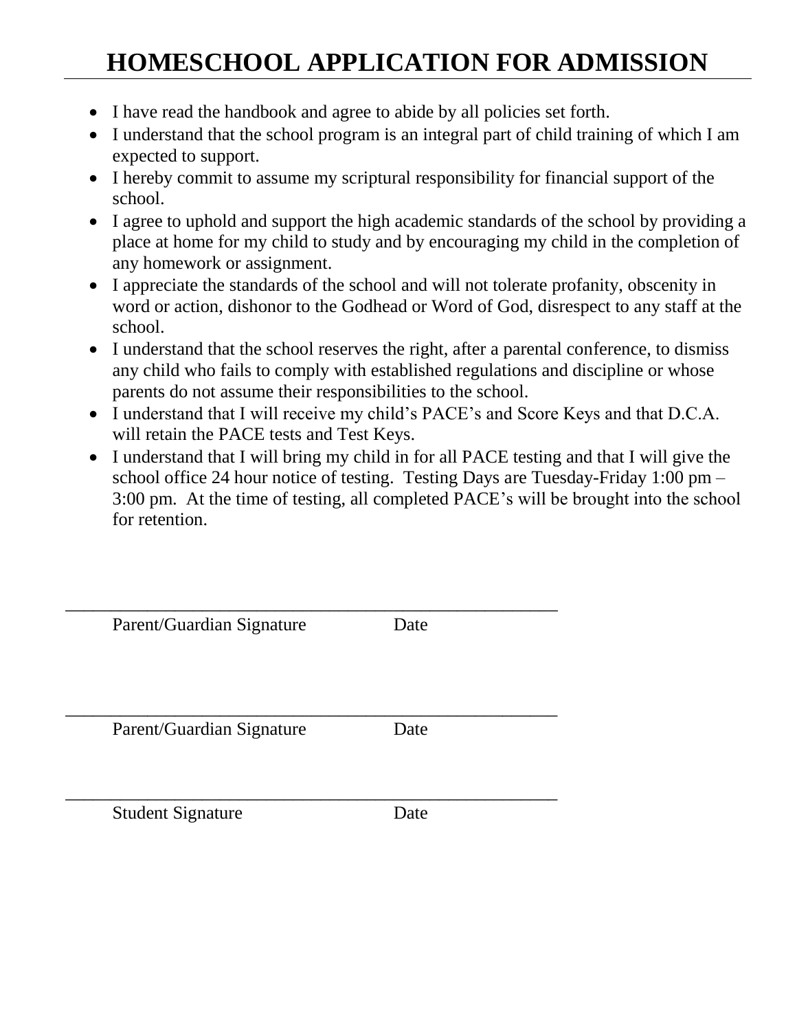# HOMESCHOOL APPLICATION FOR ADMISSION

- I have read the handbook and agree to abide by all policies set forth.
- I understand that the school program is an integral part of child training of which I am expected to support.
- I hereby commit to assume my scriptural responsibility for financial support of the school.
- I agree to uphold and support the high academic standards of the school by providing a place at home for my child to study and by encouraging my child in the completion of any homework or assignment.
- I appreciate the standards of the school and will not tolerate profanity, obscenity in word or action, dishonor to the Godhead or Word of God, disrespect to any staff at the school.
- I understand that the school reserves the right, after a parental conference, to dismiss any child who fails to comply with established regulations and discipline or whose parents do not assume their responsibilities to the school.
- I understand that I will receive my child's PACE's and Score Keys and that D.C.A. will retain the PACE tests and Test Keys.
- I understand that I will bring my child in for all PACE testing and that I will give the school office 24 hour notice of testing. Testing Days are Tuesday-Friday 1:00 pm – 3:00 pm. At the time of testing, all completed PACE's will be brought into the school for retention.

\_\_\_\_\_\_\_\_\_\_\_\_\_\_\_\_\_\_\_\_\_\_\_\_\_\_\_\_\_\_\_\_\_\_\_\_\_\_\_\_\_\_\_\_\_\_\_\_\_\_\_\_

Parent/Guardian Signature Date

\_\_\_\_\_\_\_\_\_\_\_\_\_\_\_\_\_\_\_\_\_\_\_\_\_\_\_\_\_\_\_\_\_\_\_\_\_\_\_\_\_\_\_\_\_\_\_\_\_\_\_\_

Parent/Guardian Signature Date

\_\_\_\_\_\_\_\_\_\_\_\_\_\_\_\_\_\_\_\_\_\_\_\_\_\_\_\_\_\_\_\_\_\_\_\_\_\_\_\_\_\_\_\_\_\_\_\_\_\_\_\_

Student Signature Date